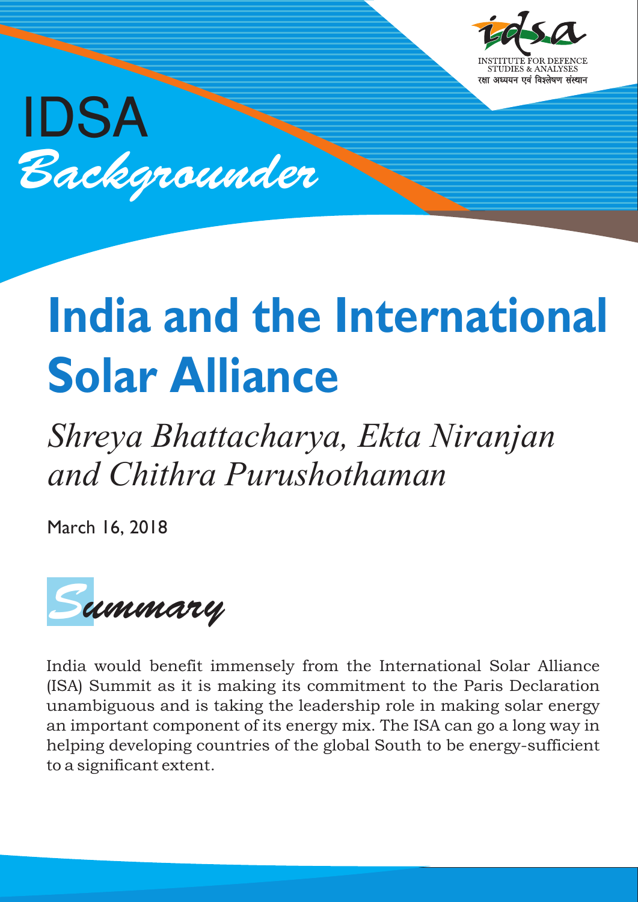INSTITUTE FOR DEFENCE STUDIES & ANALYSES

रक्षा अध्ययन एवं विश्लेषण संस्थान

IDSA *Backgrounder*

# India and the International Solar Alliance

*Shreya Bhattacharya, Ekta Niranjan and Chithra Purushothaman*

March 16, 2018

## *Summary*

India would benefit immensely from the International Solar Alliance (ISA) Summit as it is making its commitment to the Paris Declaration unambiguous and is taking the leadership role in making solar energy an important component of its energy mix. The ISA can go a long way in helping developing countries of the global South to be energy-sufficient to a significant extent.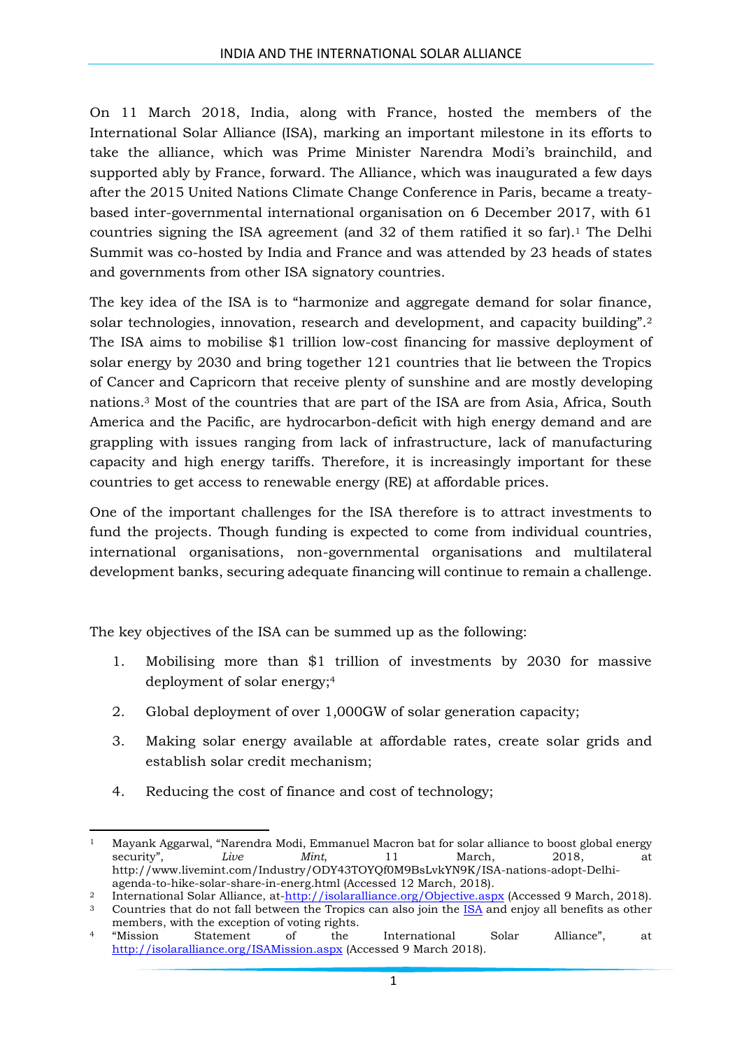On 11 March 2018, India, along with France, hosted the members of the International Solar Alliance (ISA), marking an important milestone in its efforts to take the alliance, which was Prime Minister Narendra Modi's brainchild, and supported ably by France, forward. The Alliance, which was inaugurated a few days after the 2015 United Nations Climate Change Conference in Paris, became a treaty-based inter-governmental international organisation on 6 December 2017, with 61 countries signing the ISA agreement (and 32 of them ratified it so far).[1] The Delhi Summit was co-hosted by India and France and was attended by 23 heads of states and governments from other ISA signatory countries.

The key idea of the ISA is to "harmonize and aggregate demand for solar finance, solar technologies, innovation, research and development, and capacity building".[2] The ISA aims to mobilise $1 trillion low-cost financing for massive deployment of solar energy by 2030 and bring together 121 countries that lie between the Tropics of Cancer and Capricorn that receive plenty of sunshine and are mostly developing nations.[3] Most of the countries that are part of the ISA are from Asia, Africa, South America and the Pacific, are hydrocarbon-deficit with high energy demand and are grappling with issues ranging from lack of infrastructure, lack of manufacturing capacity and high energy tariffs. Therefore, it is increasingly important for these countries to get access to renewable energy (RE) at affordable prices.

One of the important challenges for the ISA therefore is to attract investments to fund the projects. Though funding is expected to come from individual countries, international organisations, non-governmental organisations and multilateral development banks, securing adequate financing will continue to remain a challenge.

The key objectives of the ISA can be summed up as the following:

1. Mobilising more than $1 trillion of investments by 2030 for massive deployment of solar energy;[4]
2. Global deployment of over 1,000GW of solar generation capacity;
3. Making solar energy available at affordable rates, create solar grids and establish solar credit mechanism;
4. Reducing the cost of finance and cost of technology;

---

[1] Mayank Aggarwal, "Narendra Modi, Emmanuel Macron bat for solar alliance to boost global energy security", *Live Mint*, 11 March, 2018, at http://www.livemint.com/Industry/ODY43TOYQf0M9BsLvkYN9K/ISA-nations-adopt-Delhi-agenda-to-hike-solar-share-in-energ.html (Accessed 12 March, 2018).

[2] International Solar Alliance, at-http://isolaralliance.org/Objective.aspx (Accessed 9 March, 2018).

[3] Countries that do not fall between the Tropics can also join the ISA and enjoy all benefits as other members, with the exception of voting rights.

[4] "Mission Statement of the International Solar Alliance", at http://isolaralliance.org/ISAMission.aspx (Accessed 9 March 2018).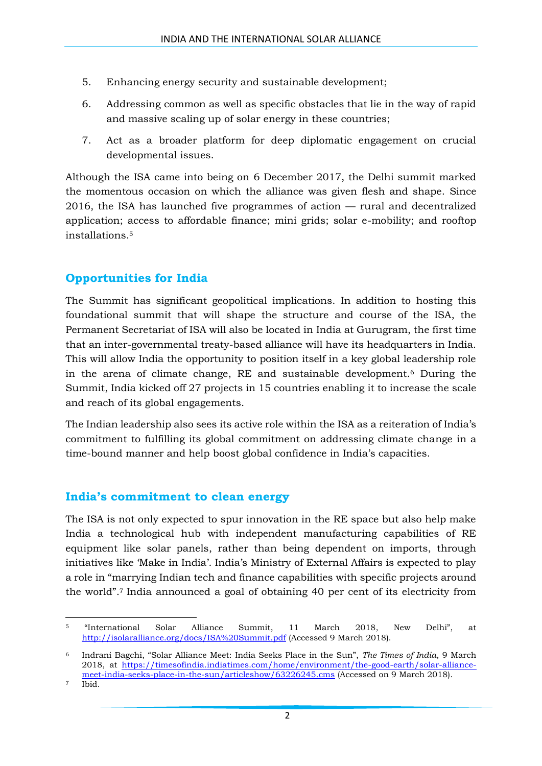5. Enhancing energy security and sustainable development;
6. Addressing common as well as specific obstacles that lie in the way of rapid and massive scaling up of solar energy in these countries;
7. Act as a broader platform for deep diplomatic engagement on crucial developmental issues.

Although the ISA came into being on 6 December 2017, the Delhi summit marked the momentous occasion on which the alliance was given flesh and shape. Since 2016, the ISA has launched five programmes of action — rural and decentralized application; access to affordable finance; mini grids; solar e-mobility; and rooftop installations.[5]

## Opportunities for India

The Summit has significant geopolitical implications. In addition to hosting this foundational summit that will shape the structure and course of the ISA, the Permanent Secretariat of ISA will also be located in India at Gurugram, the first time that an inter-governmental treaty-based alliance will have its headquarters in India. This will allow India the opportunity to position itself in a key global leadership role in the arena of climate change, RE and sustainable development.[6] During the Summit, India kicked off 27 projects in 15 countries enabling it to increase the scale and reach of its global engagements.

The Indian leadership also sees its active role within the ISA as a reiteration of India's commitment to fulfilling its global commitment on addressing climate change in a time-bound manner and help boost global confidence in India's capacities.

## India's commitment to clean energy

The ISA is not only expected to spur innovation in the RE space but also help make India a technological hub with independent manufacturing capabilities of RE equipment like solar panels, rather than being dependent on imports, through initiatives like 'Make in India'. India's Ministry of External Affairs is expected to play a role in "marrying Indian tech and finance capabilities with specific projects around the world".[7] India announced a goal of obtaining 40 per cent of its electricity from

---

[5] "International Solar Alliance Summit, 11 March 2018, New Delhi", at http://isolaralliance.org/docs/ISA%20Summit.pdf (Accessed 9 March 2018).

[6] Indrani Bagchi, "Solar Alliance Meet: India Seeks Place in the Sun", *The Times of India*, 9 March 2018, at https://timesofindia.indiatimes.com/home/environment/the-good-earth/solar-alliance-meet-india-seeks-place-in-the-sun/articleshow/63226245.cms (Accessed on 9 March 2018).

[7] Ibid.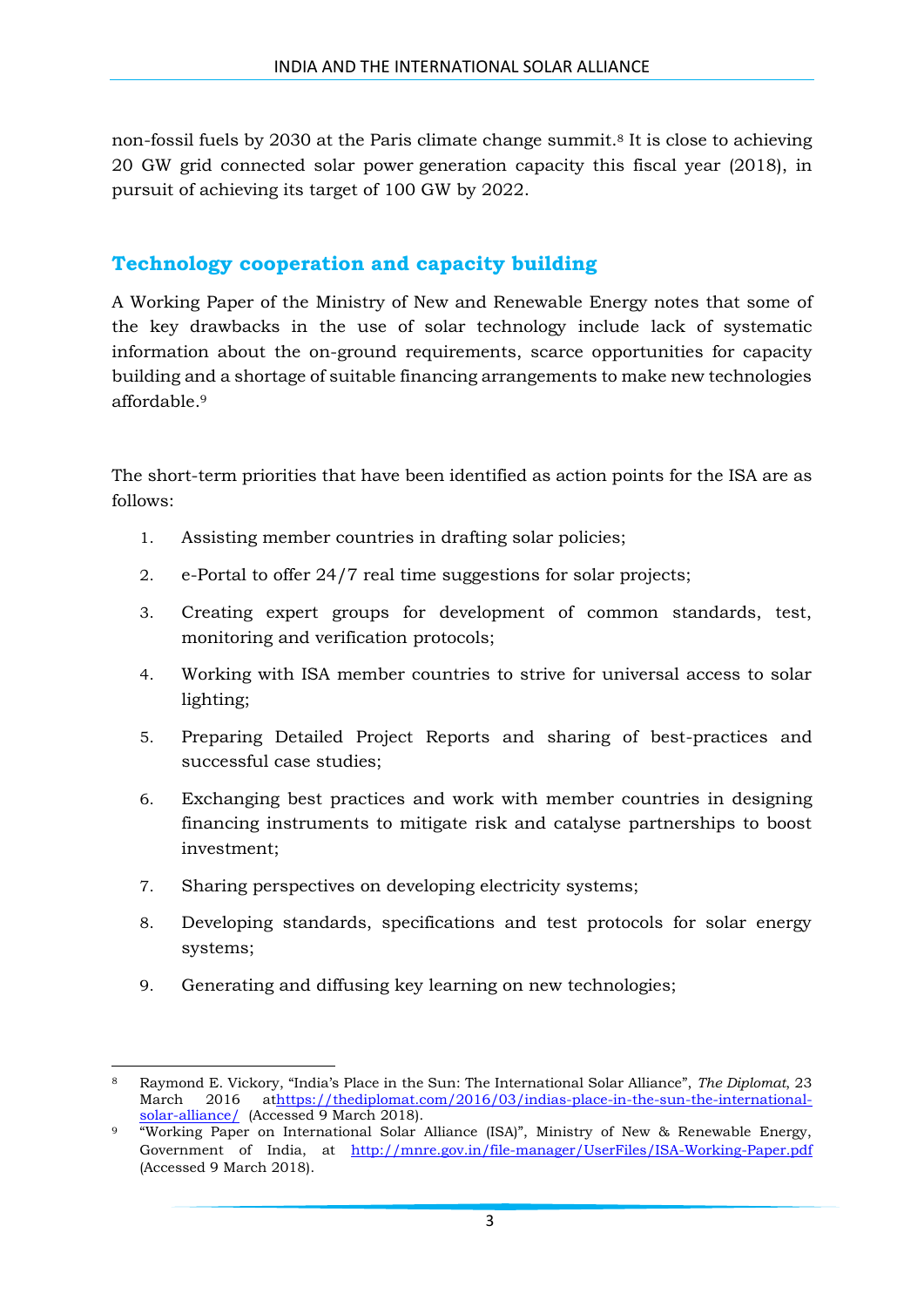non-fossil fuels by 2030 at the Paris climate change summit.[8] It is close to achieving 20 GW grid connected solar power generation capacity this fiscal year (2018), in pursuit of achieving its target of 100 GW by 2022.

## Technology cooperation and capacity building

A Working Paper of the Ministry of New and Renewable Energy notes that some of the key drawbacks in the use of solar technology include lack of systematic information about the on-ground requirements, scarce opportunities for capacity building and a shortage of suitable financing arrangements to make new technologies affordable.[9]

The short-term priorities that have been identified as action points for the ISA are as follows:

1. Assisting member countries in drafting solar policies;
2. e-Portal to offer 24/7 real time suggestions for solar projects;
3. Creating expert groups for development of common standards, test, monitoring and verification protocols;
4. Working with ISA member countries to strive for universal access to solar lighting;
5. Preparing Detailed Project Reports and sharing of best-practices and successful case studies;
6. Exchanging best practices and work with member countries in designing financing instruments to mitigate risk and catalyse partnerships to boost investment;
7. Sharing perspectives on developing electricity systems;
8. Developing standards, specifications and test protocols for solar energy systems;
9. Generating and diffusing key learning on new technologies;

---

[8] Raymond E. Vickory, "India's Place in the Sun: The International Solar Alliance", *The Diplomat*, 23 March 2016 athttps://thediplomat.com/2016/03/indias-place-in-the-sun-the-international-solar-alliance/ (Accessed 9 March 2018).

[9] "Working Paper on International Solar Alliance (ISA)", Ministry of New & Renewable Energy, Government of India, at http://mnre.gov.in/file-manager/UserFiles/ISA-Working-Paper.pdf (Accessed 9 March 2018).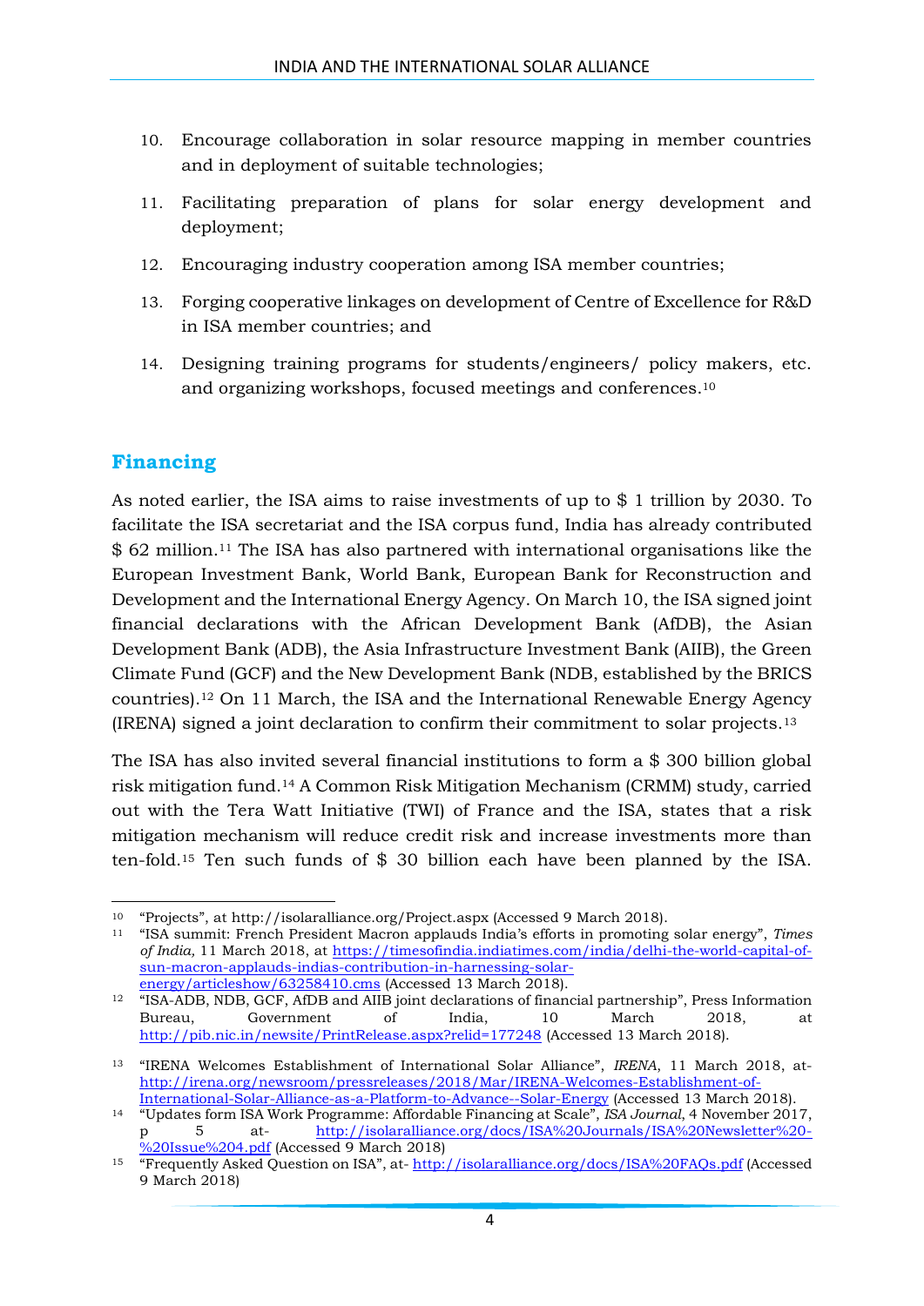10. Encourage collaboration in solar resource mapping in member countries and in deployment of suitable technologies;

11. Facilitating preparation of plans for solar energy development and deployment;

12. Encouraging industry cooperation among ISA member countries;

13. Forging cooperative linkages on development of Centre of Excellence for R&D in ISA member countries; and

14. Designing training programs for students/engineers/ policy makers, etc. and organizing workshops, focused meetings and conferences.[10]

## Financing

As noted earlier, the ISA aims to raise investments of up to $ 1 trillion by 2030. To facilitate the ISA secretariat and the ISA corpus fund, India has already contributed $ 62 million.[11] The ISA has also partnered with international organisations like the European Investment Bank, World Bank, European Bank for Reconstruction and Development and the International Energy Agency. On March 10, the ISA signed joint financial declarations with the African Development Bank (AfDB), the Asian Development Bank (ADB), the Asia Infrastructure Investment Bank (AIIB), the Green Climate Fund (GCF) and the New Development Bank (NDB, established by the BRICS countries).[12] On 11 March, the ISA and the International Renewable Energy Agency (IRENA) signed a joint declaration to confirm their commitment to solar projects.[13]

The ISA has also invited several financial institutions to form a $ 300 billion global risk mitigation fund.[14] A Common Risk Mitigation Mechanism (CRMM) study, carried out with the Tera Watt Initiative (TWI) of France and the ISA, states that a risk mitigation mechanism will reduce credit risk and increase investments more than ten-fold.[15] Ten such funds of $ 30 billion each have been planned by the ISA.

---

[10] "Projects", at http://isolaralliance.org/Project.aspx (Accessed 9 March 2018).

[11] "ISA summit: French President Macron applauds India's efforts in promoting solar energy", *Times of India,* 11 March 2018, at https://timesofindia.indiatimes.com/india/delhi-the-world-capital-of-sun-macron-applauds-indias-contribution-in-harnessing-solar-energy/articleshow/63258410.cms (Accessed 13 March 2018).

[12] "ISA-ADB, NDB, GCF, AfDB and AIIB joint declarations of financial partnership", Press Information Bureau, Government of India, 10 March 2018, at http://pib.nic.in/newsite/PrintRelease.aspx?relid=177248 (Accessed 13 March 2018).

[13] "IRENA Welcomes Establishment of International Solar Alliance", *IRENA*, 11 March 2018, at- http://irena.org/newsroom/pressreleases/2018/Mar/IRENA-Welcomes-Establishment-of-International-Solar-Alliance-as-a-Platform-to-Advance--Solar-Energy (Accessed 13 March 2018).

[14] "Updates form ISA Work Programme: Affordable Financing at Scale", *ISA Journal*, 4 November 2017, p 5 at- http://isolaralliance.org/docs/ISA%20Journals/ISA%20Newsletter%20-%20Issue%204.pdf (Accessed 9 March 2018)

[15] "Frequently Asked Question on ISA", at- http://isolaralliance.org/docs/ISA%20FAQs.pdf (Accessed 9 March 2018)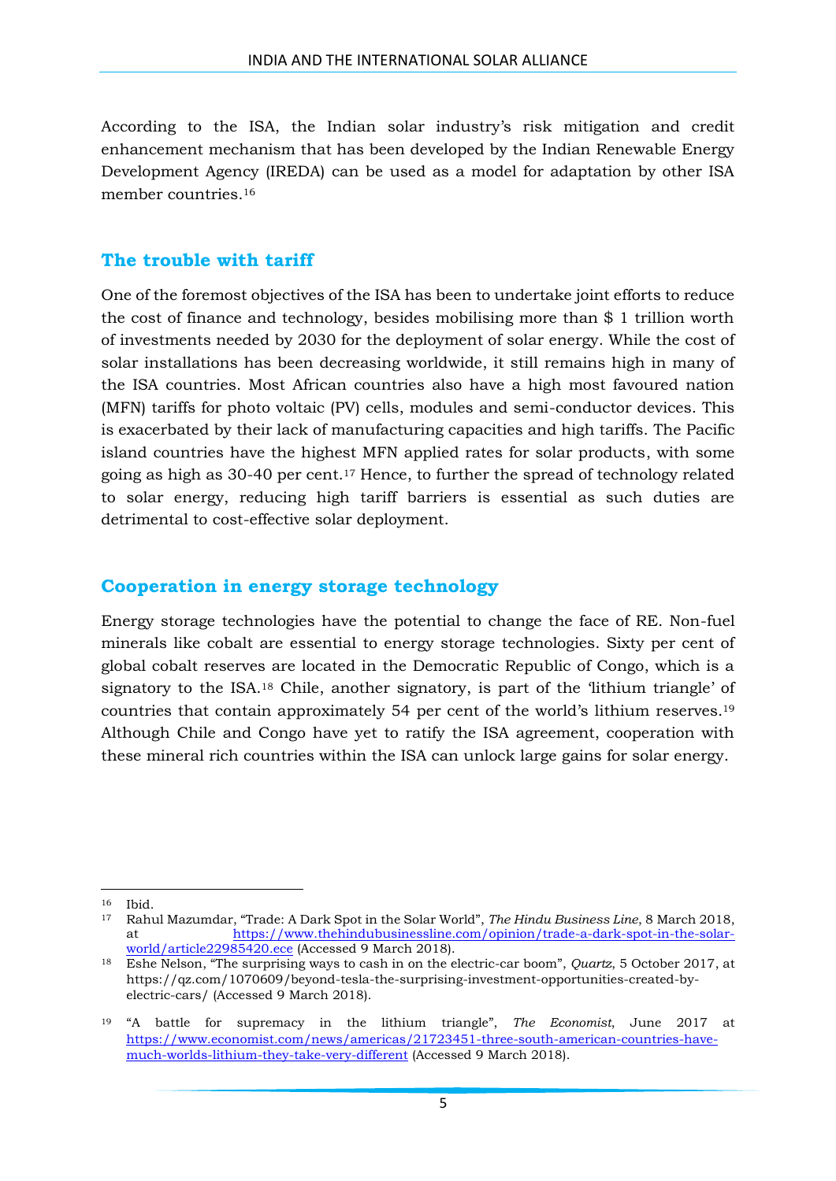According to the ISA, the Indian solar industry's risk mitigation and credit enhancement mechanism that has been developed by the Indian Renewable Energy Development Agency (IREDA) can be used as a model for adaptation by other ISA member countries.[16]

## The trouble with tariff

One of the foremost objectives of the ISA has been to undertake joint efforts to reduce the cost of finance and technology, besides mobilising more than $ 1 trillion worth of investments needed by 2030 for the deployment of solar energy. While the cost of solar installations has been decreasing worldwide, it still remains high in many of the ISA countries. Most African countries also have a high most favoured nation (MFN) tariffs for photo voltaic (PV) cells, modules and semi-conductor devices. This is exacerbated by their lack of manufacturing capacities and high tariffs. The Pacific island countries have the highest MFN applied rates for solar products, with some going as high as 30-40 per cent.[17] Hence, to further the spread of technology related to solar energy, reducing high tariff barriers is essential as such duties are detrimental to cost-effective solar deployment.

## Cooperation in energy storage technology

Energy storage technologies have the potential to change the face of RE. Non-fuel minerals like cobalt are essential to energy storage technologies. Sixty per cent of global cobalt reserves are located in the Democratic Republic of Congo, which is a signatory to the ISA.[18] Chile, another signatory, is part of the 'lithium triangle' of countries that contain approximately 54 per cent of the world's lithium reserves.[19] Although Chile and Congo have yet to ratify the ISA agreement, cooperation with these mineral rich countries within the ISA can unlock large gains for solar energy.

---

[16] Ibid.

[17] Rahul Mazumdar, "Trade: A Dark Spot in the Solar World", *The Hindu Business Line*, 8 March 2018, at https://www.thehindubusinessline.com/opinion/trade-a-dark-spot-in-the-solar-world/article22985420.ece (Accessed 9 March 2018).

[18] Eshe Nelson, "The surprising ways to cash in on the electric-car boom", *Quartz*, 5 October 2017, at https://qz.com/1070609/beyond-tesla-the-surprising-investment-opportunities-created-by-electric-cars/ (Accessed 9 March 2018).

[19] "A battle for supremacy in the lithium triangle", *The Economist*, June 2017 at https://www.economist.com/news/americas/21723451-three-south-american-countries-have-much-worlds-lithium-they-take-very-different (Accessed 9 March 2018).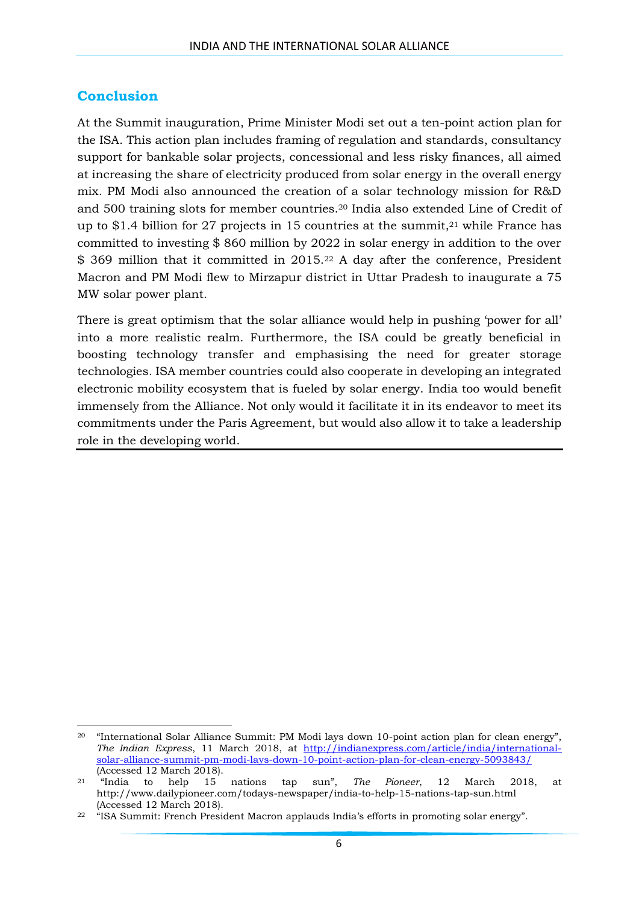## Conclusion

At the Summit inauguration, Prime Minister Modi set out a ten-point action plan for the ISA. This action plan includes framing of regulation and standards, consultancy support for bankable solar projects, concessional and less risky finances, all aimed at increasing the share of electricity produced from solar energy in the overall energy mix. PM Modi also announced the creation of a solar technology mission for R&D and 500 training slots for member countries.[20] India also extended Line of Credit of up to $1.4 billion for 27 projects in 15 countries at the summit,[21] while France has committed to investing $ 860 million by 2022 in solar energy in addition to the over $ 369 million that it committed in 2015.[22] A day after the conference, President Macron and PM Modi flew to Mirzapur district in Uttar Pradesh to inaugurate a 75 MW solar power plant.

There is great optimism that the solar alliance would help in pushing 'power for all' into a more realistic realm. Furthermore, the ISA could be greatly beneficial in boosting technology transfer and emphasising the need for greater storage technologies. ISA member countries could also cooperate in developing an integrated electronic mobility ecosystem that is fueled by solar energy. India too would benefit immensely from the Alliance. Not only would it facilitate it in its endeavor to meet its commitments under the Paris Agreement, but would also allow it to take a leadership role in the developing world.

---

[20] "International Solar Alliance Summit: PM Modi lays down 10-point action plan for clean energy", *The Indian Express*, 11 March 2018, at http://indianexpress.com/article/india/international-solar-alliance-summit-pm-modi-lays-down-10-point-action-plan-for-clean-energy-5093843/ (Accessed 12 March 2018).

[21] "India to help 15 nations tap sun", *The Pioneer*, 12 March 2018, at http://www.dailypioneer.com/todays-newspaper/india-to-help-15-nations-tap-sun.html (Accessed 12 March 2018).

[22] "ISA Summit: French President Macron applauds India's efforts in promoting solar energy".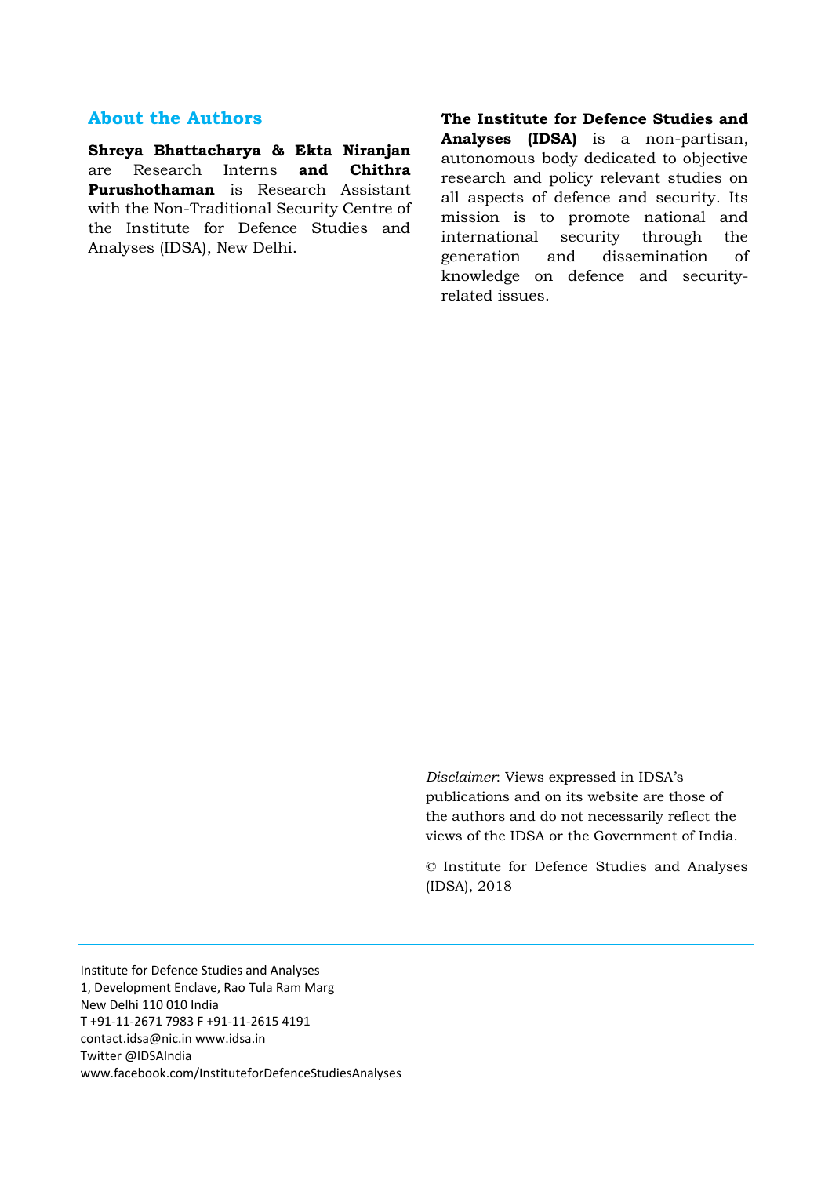## About the Authors

**Shreya Bhattacharya & Ekta Niranjan** are Research Interns **and Chithra Purushothaman** is Research Assistant with the Non-Traditional Security Centre of the Institute for Defence Studies and Analyses (IDSA), New Delhi.

**The Institute for Defence Studies and Analyses (IDSA)** is a non-partisan, autonomous body dedicated to objective research and policy relevant studies on all aspects of defence and security. Its mission is to promote national and international security through the generation and dissemination of knowledge on defence and security-related issues.

*Disclaimer*: Views expressed in IDSA's publications and on its website are those of the authors and do not necessarily reflect the views of the IDSA or the Government of India.

© Institute for Defence Studies and Analyses (IDSA), 2018

Institute for Defence Studies and Analyses
1, Development Enclave, Rao Tula Ram Marg
New Delhi 110 010 India
T +91-11-2671 7983 F +91-11-2615 4191
contact.idsa@nic.in www.idsa.in
Twitter @IDSAIndia
www.facebook.com/InstituteforDefenceStudiesAnalyses